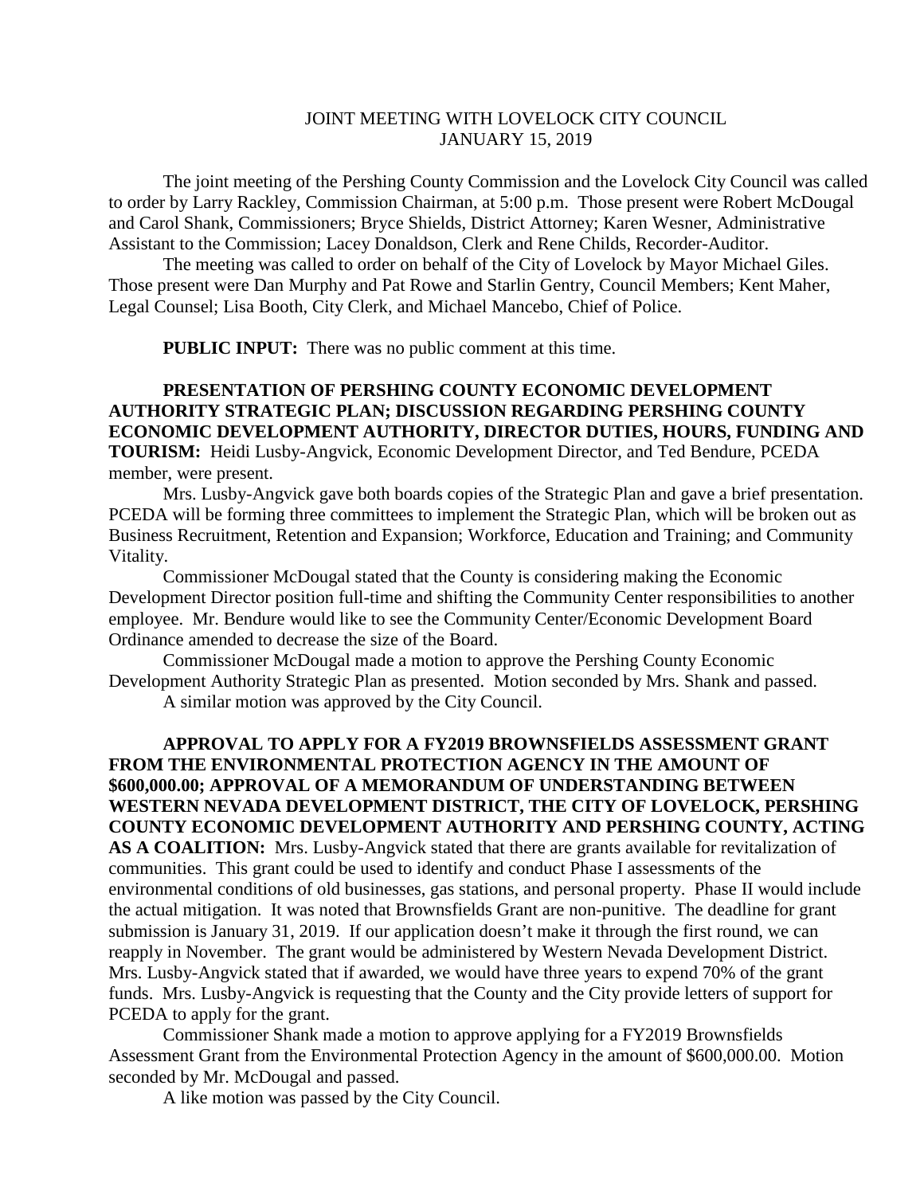# JOINT MEETING WITH LOVELOCK CITY COUNCIL
# JANUARY 15, 2019

The joint meeting of the Pershing County Commission and the Lovelock City Council was called to order by Larry Rackley, Commission Chairman, at 5:00 p.m. Those present were Robert McDougal and Carol Shank, Commissioners; Bryce Shields, District Attorney; Karen Wesner, Administrative Assistant to the Commission; Lacey Donaldson, Clerk and Rene Childs, Recorder-Auditor.

The meeting was called to order on behalf of the City of Lovelock by Mayor Michael Giles. Those present were Dan Murphy and Pat Rowe and Starlin Gentry, Council Members; Kent Maher, Legal Counsel; Lisa Booth, City Clerk, and Michael Mancebo, Chief of Police.

**PUBLIC INPUT:** There was no public comment at this time.

**PRESENTATION OF PERSHING COUNTY ECONOMIC DEVELOPMENT AUTHORITY STRATEGIC PLAN; DISCUSSION REGARDING PERSHING COUNTY ECONOMIC DEVELOPMENT AUTHORITY, DIRECTOR DUTIES, HOURS, FUNDING AND TOURISM:** Heidi Lusby-Angvick, Economic Development Director, and Ted Bendure, PCEDA member, were present.

Mrs. Lusby-Angvick gave both boards copies of the Strategic Plan and gave a brief presentation. PCEDA will be forming three committees to implement the Strategic Plan, which will be broken out as Business Recruitment, Retention and Expansion; Workforce, Education and Training; and Community Vitality.

Commissioner McDougal stated that the County is considering making the Economic Development Director position full-time and shifting the Community Center responsibilities to another employee. Mr. Bendure would like to see the Community Center/Economic Development Board Ordinance amended to decrease the size of the Board.

Commissioner McDougal made a motion to approve the Pershing County Economic Development Authority Strategic Plan as presented. Motion seconded by Mrs. Shank and passed.

A similar motion was approved by the City Council.

**APPROVAL TO APPLY FOR A FY2019 BROWNSFIELDS ASSESSMENT GRANT FROM THE ENVIRONMENTAL PROTECTION AGENCY IN THE AMOUNT OF \$600,000.00; APPROVAL OF A MEMORANDUM OF UNDERSTANDING BETWEEN WESTERN NEVADA DEVELOPMENT DISTRICT, THE CITY OF LOVELOCK, PERSHING COUNTY ECONOMIC DEVELOPMENT AUTHORITY AND PERSHING COUNTY, ACTING AS A COALITION:** Mrs. Lusby-Angvick stated that there are grants available for revitalization of communities. This grant could be used to identify and conduct Phase I assessments of the environmental conditions of old businesses, gas stations, and personal property. Phase II would include the actual mitigation. It was noted that Brownsfields Grant are non-punitive. The deadline for grant submission is January 31, 2019. If our application doesn't make it through the first round, we can reapply in November. The grant would be administered by Western Nevada Development District. Mrs. Lusby-Angvick stated that if awarded, we would have three years to expend 70% of the grant funds. Mrs. Lusby-Angvick is requesting that the County and the City provide letters of support for PCEDA to apply for the grant.

Commissioner Shank made a motion to approve applying for a FY2019 Brownsfields Assessment Grant from the Environmental Protection Agency in the amount of \$600,000.00. Motion seconded by Mr. McDougal and passed.

A like motion was passed by the City Council.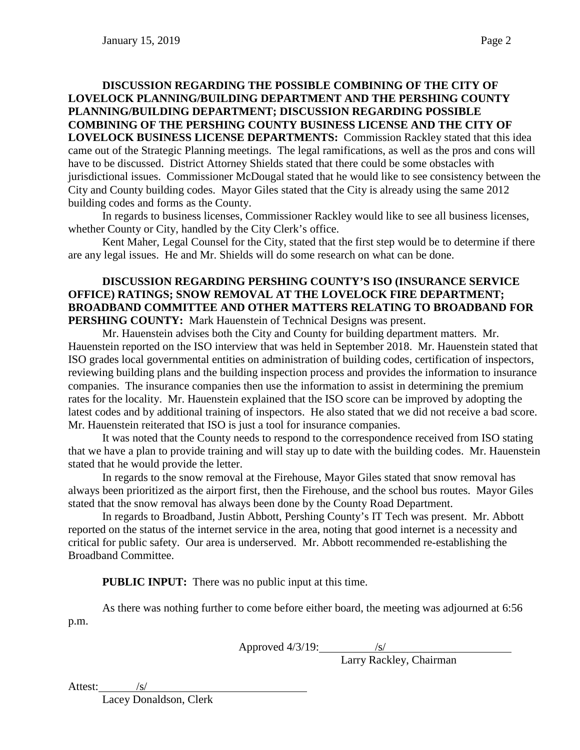**DISCUSSION REGARDING THE POSSIBLE COMBINING OF THE CITY OF LOVELOCK PLANNING/BUILDING DEPARTMENT AND THE PERSHING COUNTY PLANNING/BUILDING DEPARTMENT; DISCUSSION REGARDING POSSIBLE COMBINING OF THE PERSHING COUNTY BUSINESS LICENSE AND THE CITY OF LOVELOCK BUSINESS LICENSE DEPARTMENTS:** Commission Rackley stated that this idea came out of the Strategic Planning meetings. The legal ramifications, as well as the pros and cons will have to be discussed. District Attorney Shields stated that there could be some obstacles with jurisdictional issues. Commissioner McDougal stated that he would like to see consistency between the City and County building codes. Mayor Giles stated that the City is already using the same 2012 building codes and forms as the County.

In regards to business licenses, Commissioner Rackley would like to see all business licenses, whether County or City, handled by the City Clerk's office.

Kent Maher, Legal Counsel for the City, stated that the first step would be to determine if there are any legal issues. He and Mr. Shields will do some research on what can be done.

**DISCUSSION REGARDING PERSHING COUNTY'S ISO (INSURANCE SERVICE OFFICE) RATINGS; SNOW REMOVAL AT THE LOVELOCK FIRE DEPARTMENT; BROADBAND COMMITTEE AND OTHER MATTERS RELATING TO BROADBAND FOR PERSHING COUNTY:** Mark Hauenstein of Technical Designs was present.

Mr. Hauenstein advises both the City and County for building department matters. Mr. Hauenstein reported on the ISO interview that was held in September 2018. Mr. Hauenstein stated that ISO grades local governmental entities on administration of building codes, certification of inspectors, reviewing building plans and the building inspection process and provides the information to insurance companies. The insurance companies then use the information to assist in determining the premium rates for the locality. Mr. Hauenstein explained that the ISO score can be improved by adopting the latest codes and by additional training of inspectors. He also stated that we did not receive a bad score. Mr. Hauenstein reiterated that ISO is just a tool for insurance companies.

It was noted that the County needs to respond to the correspondence received from ISO stating that we have a plan to provide training and will stay up to date with the building codes. Mr. Hauenstein stated that he would provide the letter.

In regards to the snow removal at the Firehouse, Mayor Giles stated that snow removal has always been prioritized as the airport first, then the Firehouse, and the school bus routes. Mayor Giles stated that the snow removal has always been done by the County Road Department.

In regards to Broadband, Justin Abbott, Pershing County's IT Tech was present. Mr. Abbott reported on the status of the internet service in the area, noting that good internet is a necessity and critical for public safety. Our area is underserved. Mr. Abbott recommended re-establishing the Broadband Committee.

**PUBLIC INPUT:** There was no public input at this time.

As there was nothing further to come before either board, the meeting was adjourned at 6:56 p.m.

Approved 4/3/19: /s/
Larry Rackley, Chairman

Attest: /s/
Lacey Donaldson, Clerk